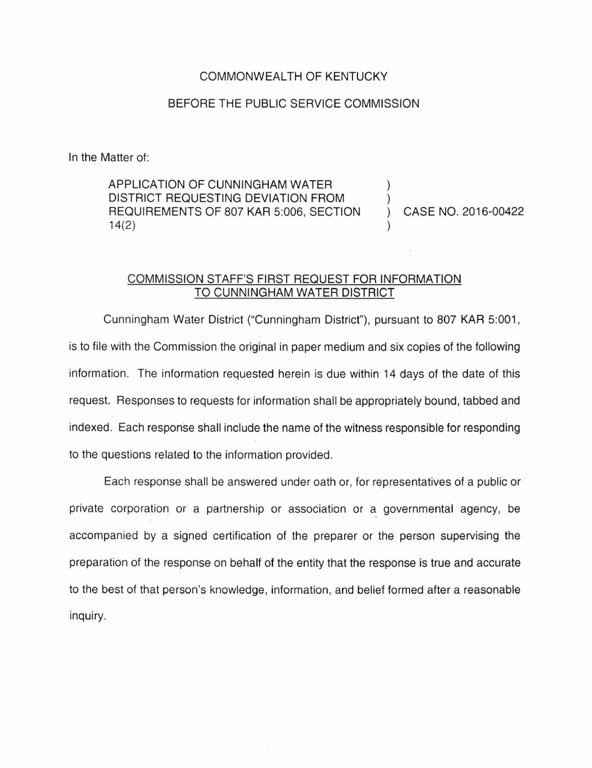COMMONWEALTH OF KENTUCKY

BEFORE THE PUBLIC SERVICE COMMISSION

In the Matter of:

| | | |
|---|---|---|
| APPLICATION OF CUNNINGHAM WATER DISTRICT REQUESTING DEVIATION FROM REQUIREMENTS OF 807 KAR 5:006, SECTION 14(2) | ) ) ) ) | CASE NO. 2016-00422 |

## COMMISSION STAFF'S FIRST REQUEST FOR INFORMATION TO CUNNINGHAM WATER DISTRICT

Cunningham Water District ("Cunningham District"), pursuant to 807 KAR 5:001, is to file with the Commission the original in paper medium and six copies of the following information. The information requested herein is due within 14 days of the date of this request. Responses to requests for information shall be appropriately bound, tabbed and indexed. Each response shall include the name of the witness responsible for responding to the questions related to the information provided.

Each response shall be answered under oath or, for representatives of a public or private corporation or a partnership or association or a governmental agency, be accompanied by a signed certification of the preparer or the person supervising the preparation of the response on behalf of the entity that the response is true and accurate to the best of that person's knowledge, information, and belief formed after a reasonable inquiry.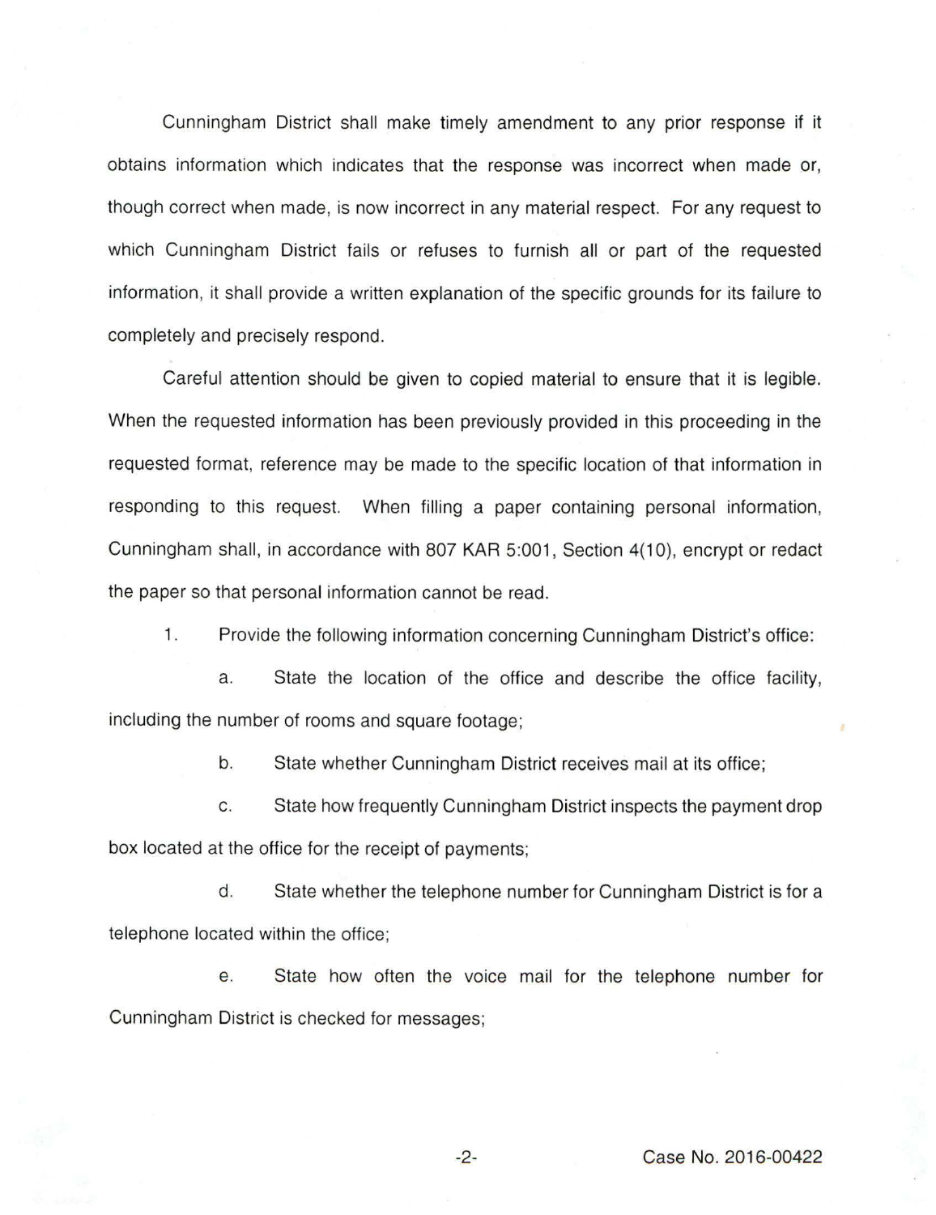Cunningham District shall make timely amendment to any prior response if it obtains information which indicates that the response was incorrect when made or, though correct when made, is now incorrect in any material respect. For any request to which Cunningham District fails or refuses to furnish all or part of the requested information, it shall provide a written explanation of the specific grounds for its failure to completely and precisely respond.

Careful attention should be given to copied material to ensure that it is legible. When the requested information has been previously provided in this proceeding in the requested format, reference may be made to the specific location of that information in responding to this request. When filling a paper containing personal information, Cunningham shall, in accordance with 807 KAR 5:001, Section 4(10), encrypt or redact the paper so that personal information cannot be read.

1. Provide the following information concerning Cunningham District's office:

   a. State the location of the office and describe the office facility, including the number of rooms and square footage;

   b. State whether Cunningham District receives mail at its office;

   c. State how frequently Cunningham District inspects the payment drop box located at the office for the receipt of payments;

   d. State whether the telephone number for Cunningham District is for a telephone located within the office;

   e. State how often the voice mail for the telephone number for Cunningham District is checked for messages;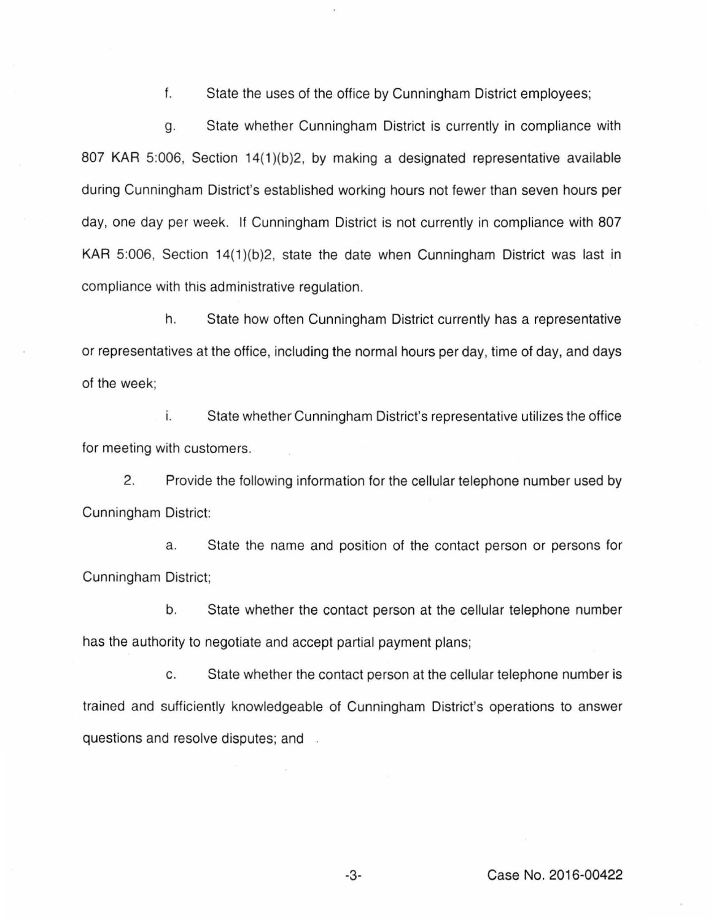f. State the uses of the office by Cunningham District employees;

g. State whether Cunningham District is currently in compliance with 807 KAR 5:006, Section 14(1)(b)2, by making a designated representative available during Cunningham District's established working hours not fewer than seven hours per day, one day per week. If Cunningham District is not currently in compliance with 807 KAR 5:006, Section 14(1)(b)2, state the date when Cunningham District was last in compliance with this administrative regulation.

h. State how often Cunningham District currently has a representative or representatives at the office, including the normal hours per day, time of day, and days of the week;

i. State whether Cunningham District's representative utilizes the office for meeting with customers.

2. Provide the following information for the cellular telephone number used by Cunningham District:

a. State the name and position of the contact person or persons for Cunningham District;

b. State whether the contact person at the cellular telephone number has the authority to negotiate and accept partial payment plans;

c. State whether the contact person at the cellular telephone number is trained and sufficiently knowledgeable of Cunningham District's operations to answer questions and resolve disputes; and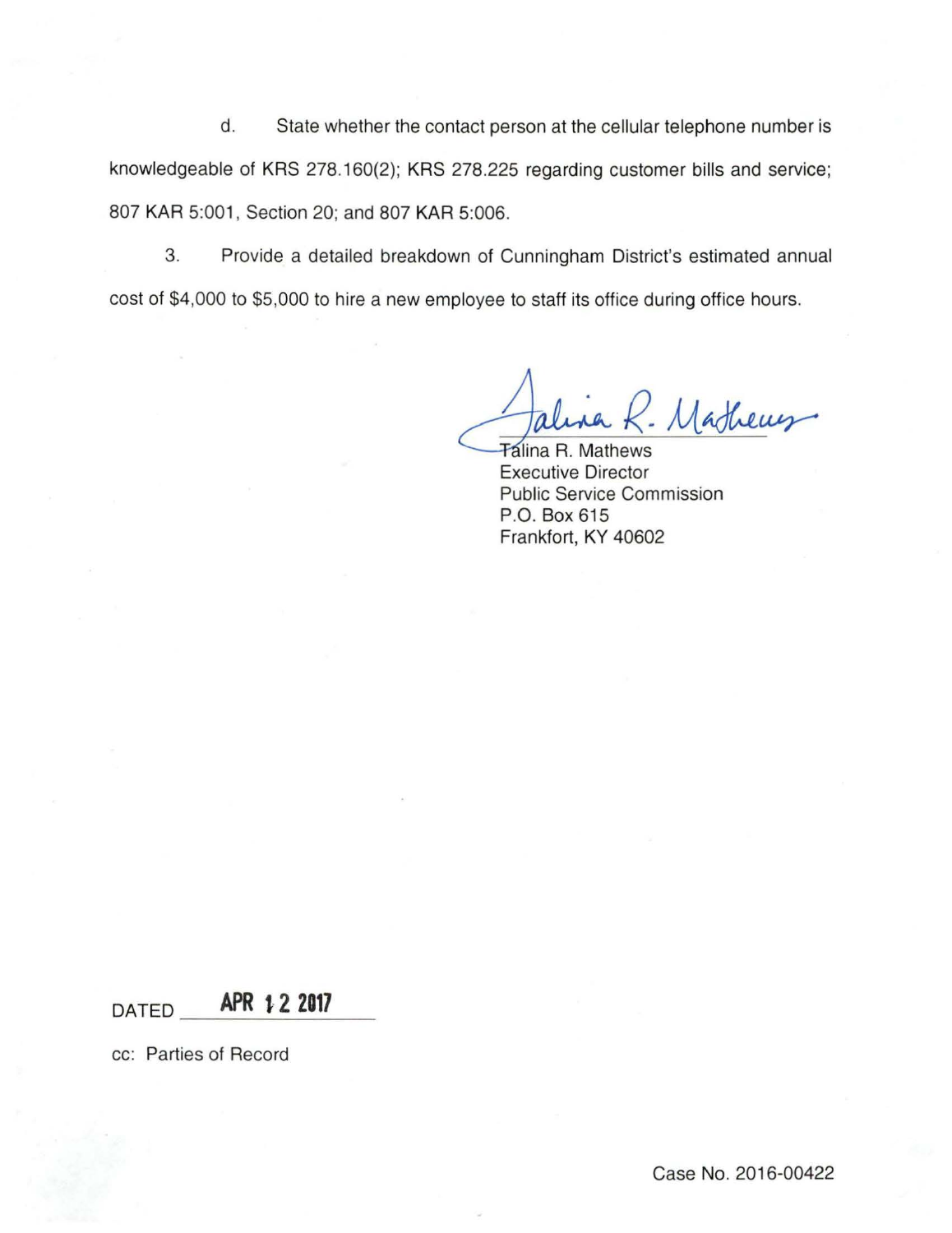d. State whether the contact person at the cellular telephone number is knowledgeable of KRS 278.160(2); KRS 278.225 regarding customer bills and service; 807 KAR 5:001, Section 20; and 807 KAR 5:006.

3. Provide a detailed breakdown of Cunningham District's estimated annual cost of $4,000 to $5,000 to hire a new employee to staff its office during office hours.

Talina R. Mathews
Executive Director
Public Service Commission
P.O. Box 615
Frankfort, KY 40602

DATED **APR 12 2017**

cc: Parties of Record

Case No. 2016-00422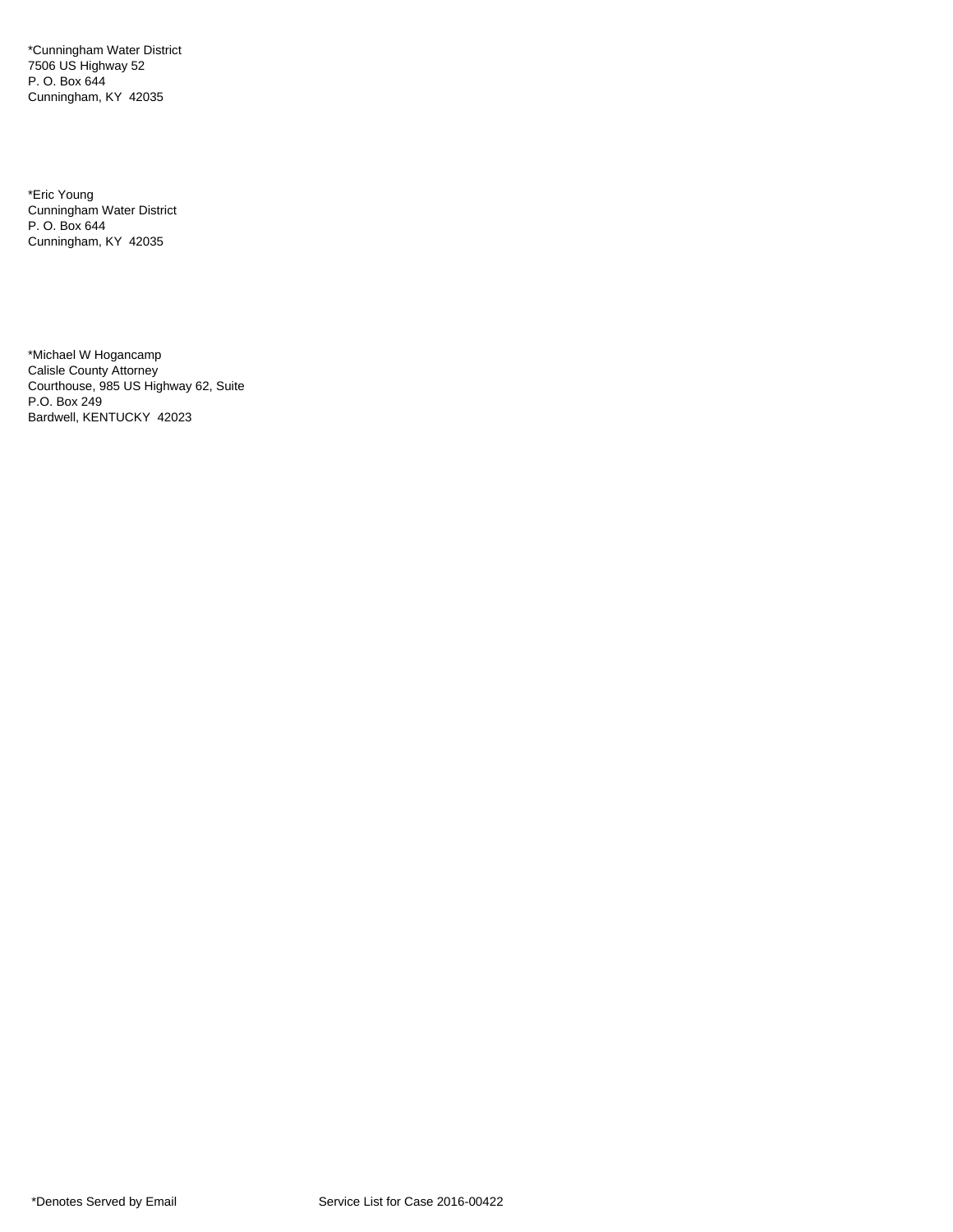*Cunningham Water District
7506 US Highway 52
P. O. Box 644
Cunningham, KY 42035

*Eric Young
Cunningham Water District
P. O. Box 644
Cunningham, KY 42035

*Michael W Hogancamp
Calisle County Attorney
Courthouse, 985 US Highway 62, Suite
P.O. Box 249
Bardwell, KENTUCKY 42023

*Denotes Served by Email

Service List for Case 2016-00422